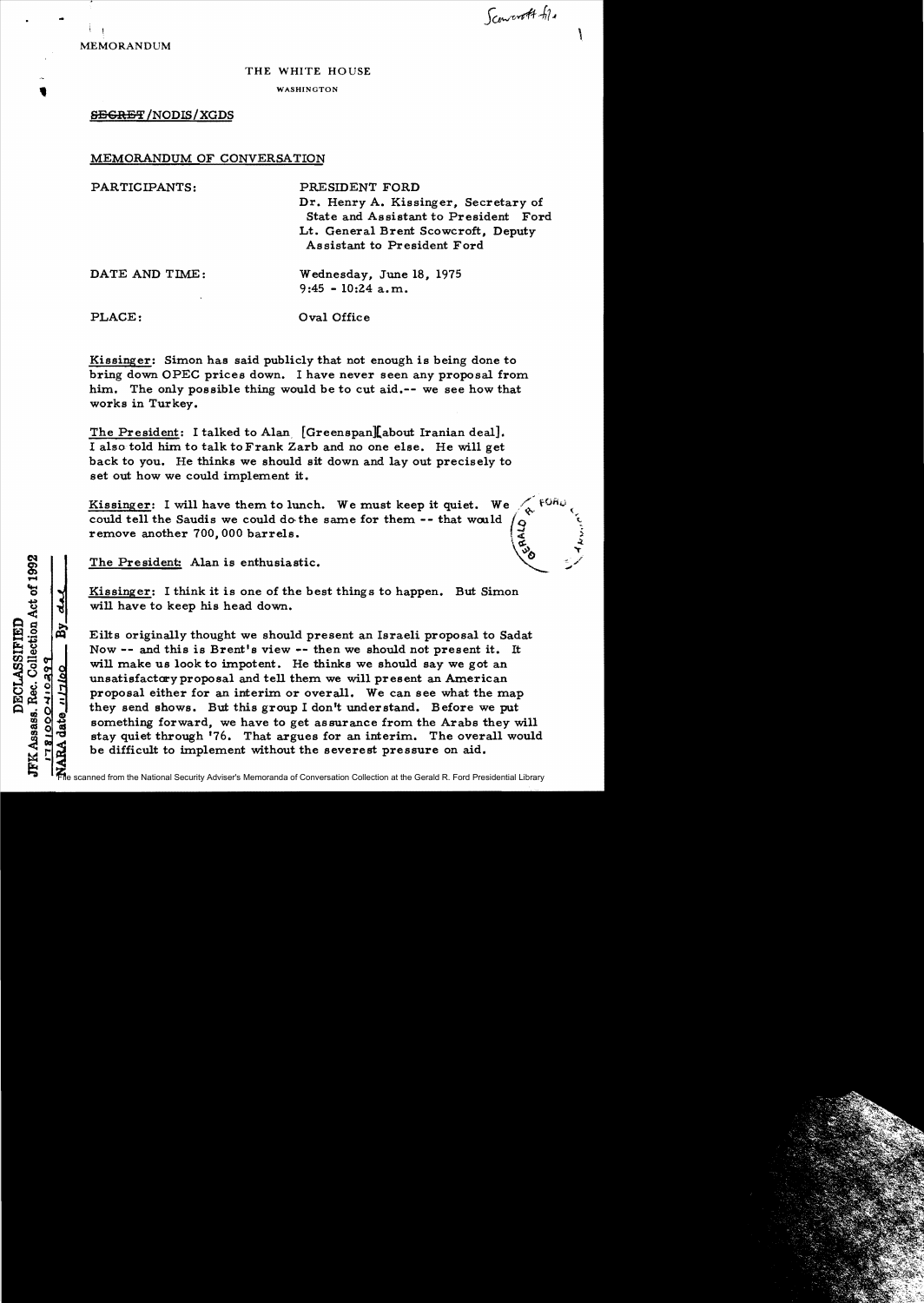Scowcroft file

MEMORANDUM

THE WHITE HOUSE

WASHINGTON

~~SECRET~~/NODIS/XGDS

MEMORANDUM OF CONVERSATION

| | |
|---|---|
| PARTICIPANTS: | PRESIDENT FORD<br>Dr. Henry A. Kissinger, Secretary of State and Assistant to President Ford<br>Lt. General Brent Scowcroft, Deputy Assistant to President Ford |
| DATE AND TIME: | Wednesday, June 18, 1975<br>9:45 - 10:24 a.m. |
| PLACE: | Oval Office |

Kissinger: Simon has said publicly that not enough is being done to bring down OPEC prices down. I have never seen any proposal from him. The only possible thing would be to cut aid.-- we see how that works in Turkey.

The President: I talked to Alan [Greenspan][about Iranian deal]. I also told him to talk to Frank Zarb and no one else. He will get back to you. He thinks we should sit down and lay out precisely to set out how we could implement it.

Kissinger: I will have them to lunch. We must keep it quiet. We could tell the Saudis we could do the same for them -- that would remove another 700,000 barrels.

The President: Alan is enthusiastic.

Kissinger: I think it is one of the best things to happen. But Simon will have to keep his head down.

Eilts originally thought we should present an Israeli proposal to Sadat Now -- and this is Brent's view -- then we should not present it. It will make us look to impotent. He thinks we should say we got an unsatisfactory proposal and tell them we will present an American proposal either for an interim or overall. We can see what the map they send shows. But this group I don't understand. Before we put something forward, we have to get assurance from the Arabs they will stay quiet through '76. That argues for an interim. The overall would be difficult to implement without the severest pressure on aid.

DECLASSIFIED
JFK Assass. Rec. Collection Act of 1992
178100041039? By dal
NARA date 11/7/00

File scanned from the National Security Adviser's Memoranda of Conversation Collection at the Gerald R. Ford Presidential Library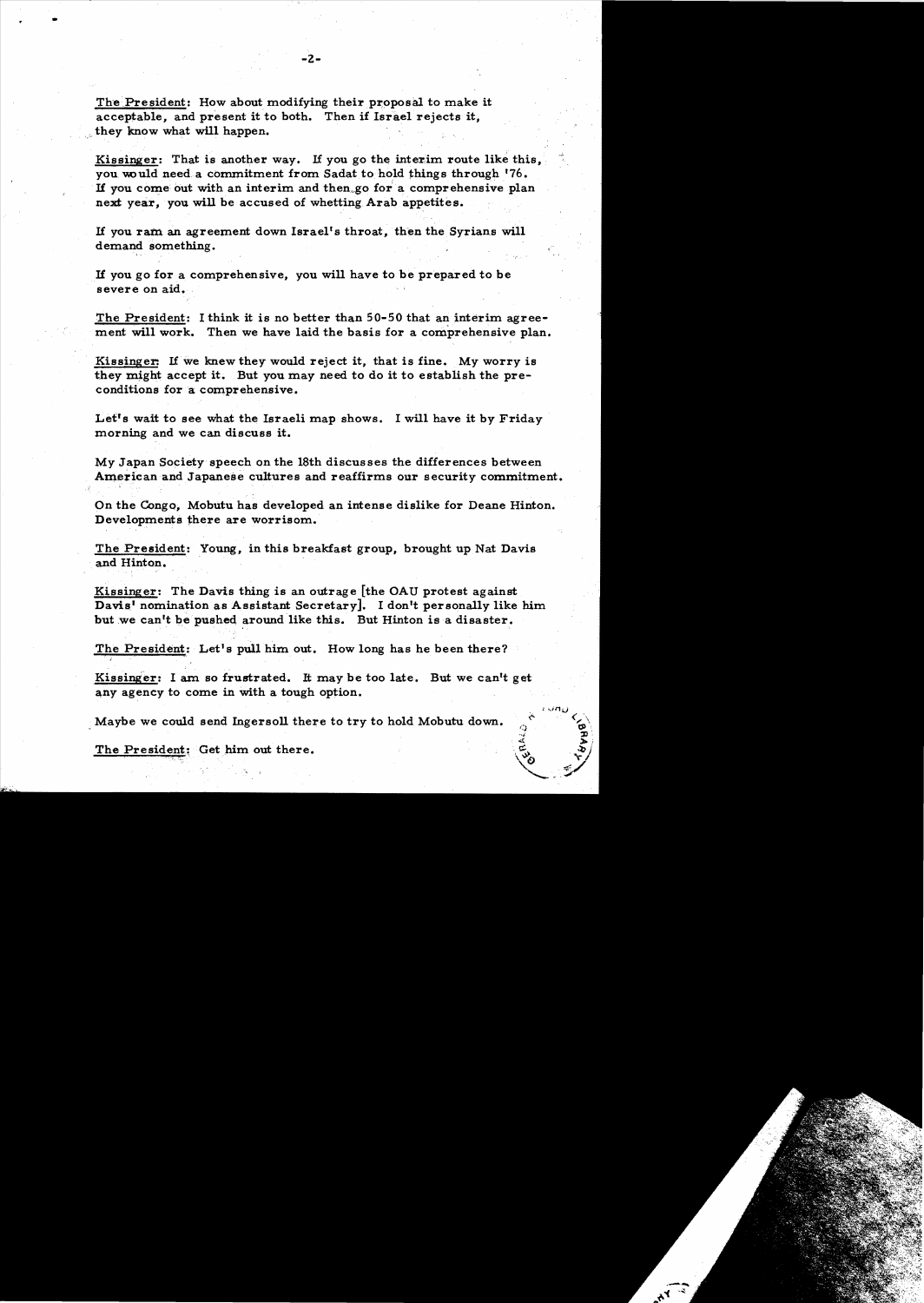The President: How about modifying their proposal to make it acceptable, and present it to both. Then if Israel rejects it, they know what will happen.

Kissinger: That is another way. If you go the interim route like this, you would need a commitment from Sadat to hold things through '76. If you come out with an interim and then go for a comprehensive plan next year, you will be accused of whetting Arab appetites.

If you ram an agreement down Israel's throat, then the Syrians will demand something.

If you go for a comprehensive, you will have to be prepared to be severe on aid.

The President: I think it is no better than 50-50 that an interim agreement will work. Then we have laid the basis for a comprehensive plan.

Kissinger: If we knew they would reject it, that is fine. My worry is they might accept it. But you may need to do it to establish the preconditions for a comprehensive.

Let's wait to see what the Israeli map shows. I will have it by Friday morning and we can discuss it.

My Japan Society speech on the 18th discusses the differences between American and Japanese cultures and reaffirms our security commitment.

On the Congo, Mobutu has developed an intense dislike for Deane Hinton. Developments there are worrisom.

The President: Young, in this breakfast group, brought up Nat Davis and Hinton.

Kissinger: The Davis thing is an outrage [the OAU protest against Davis' nomination as Assistant Secretary]. I don't personally like him but we can't be pushed around like this. But Hinton is a disaster.

The President: Let's pull him out. How long has he been there?

Kissinger: I am so frustrated. It may be too late. But we can't get any agency to come in with a tough option.

Maybe we could send Ingersoll there to try to hold Mobutu down.

The President: Get him out there.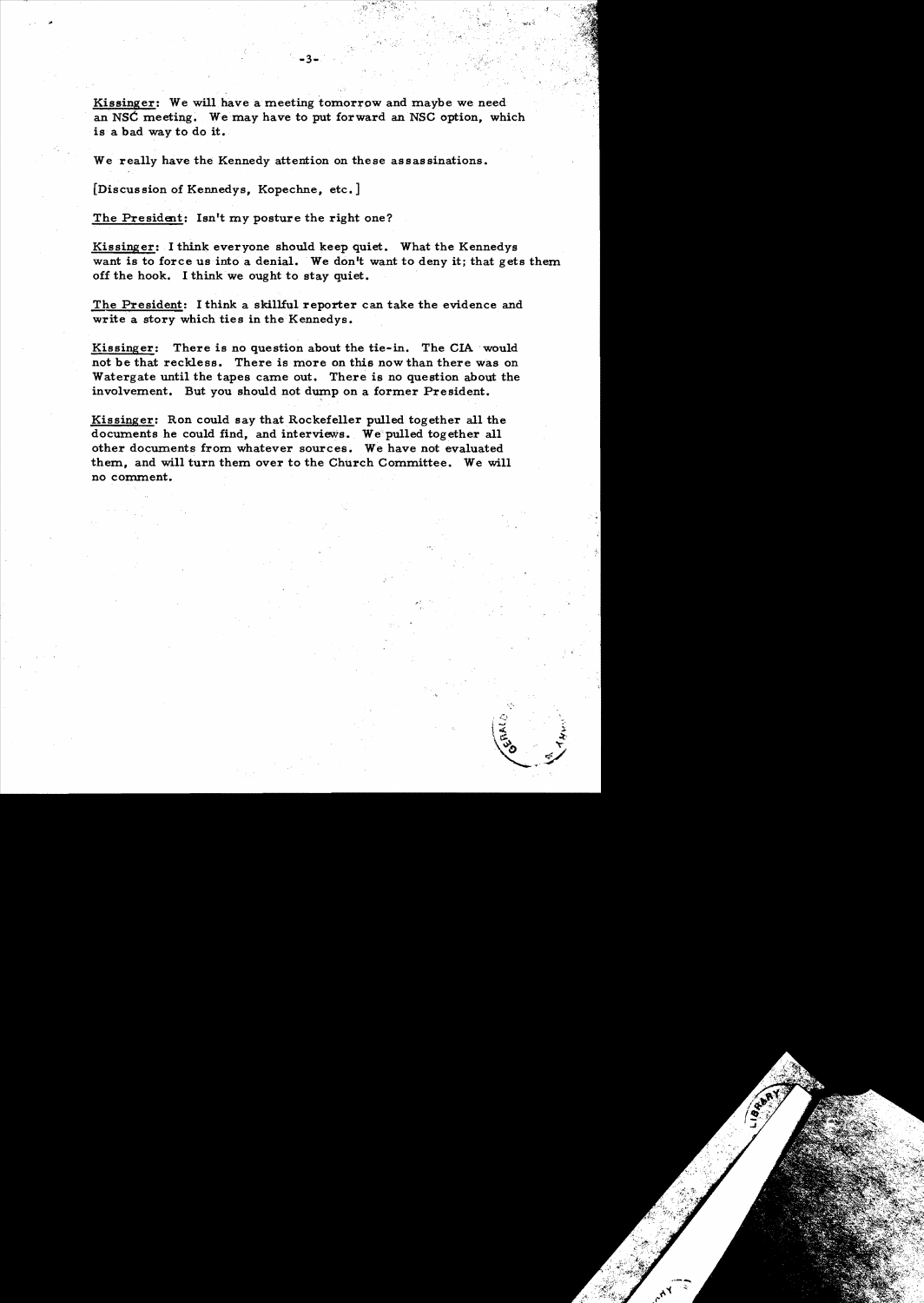Kissinger: We will have a meeting tomorrow and maybe we need an NSC meeting. We may have to put forward an NSC option, which is a bad way to do it.

We really have the Kennedy attention on these assassinations.

[Discussion of Kennedys, Kopechne, etc.]

The President: Isn't my posture the right one?

Kissinger: I think everyone should keep quiet. What the Kennedys want is to force us into a denial. We don't want to deny it; that gets them off the hook. I think we ought to stay quiet.

The President: I think a skillful reporter can take the evidence and write a story which ties in the Kennedys.

Kissinger: There is no question about the tie-in. The CIA would not be that reckless. There is more on this now than there was on Watergate until the tapes came out. There is no question about the involvement. But you should not dump on a former President.

Kissinger: Ron could say that Rockefeller pulled together all the documents he could find, and interviews. We pulled together all other documents from whatever sources. We have not evaluated them, and will turn them over to the Church Committee. We will no comment.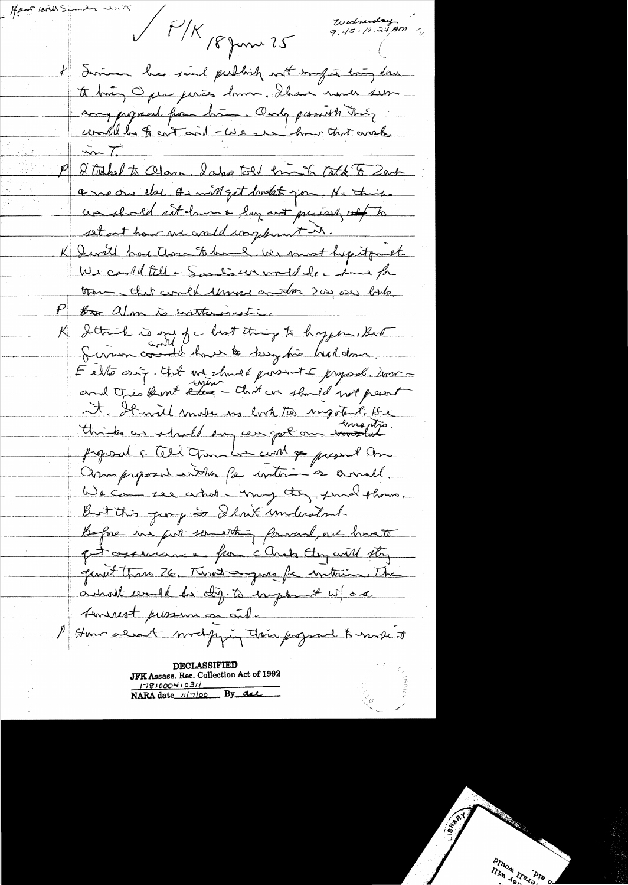Hpw will Simon wait

✓ P/K 18 June 75

Wednesday 9:45-10:24 AM

K Simon has said publicly not to worry – bring down to bring Opec prices down. I have never seen any proposal from him. Only possible thing would be to cut aid – we see how that works in I.

P I talked to Alan. I also told him to talk to Zarb & no one else. He will get back to you. He thinks we should sit down & lay out precisely – to set out how we could implement it.

K Israeli had them to lunch. We must keep it quiet. We could tell – Saudis we would do – for them – that could remove another 200, 250 bbls.

P Alan is enthusiastic.

K I think is one of the best things to happen. But Simon could have to keep his head down. Enders says that we should present I proposal. Now – and Theo Bent says – that we should not present it. It will make us look too impotent. He thinks we should say we got an immediate proposal & tell them we could present own own proposal with fix interim or overall. We can see what they say and phone. But this jump is I don't understand. Before we put something forward, we have to get assurance from Arabs they will stay quiet thru 76. Treat anyone for interim. The overall would be dif. to implement w/o a feminist pressure on aid.

P How about modifying this proposal to make it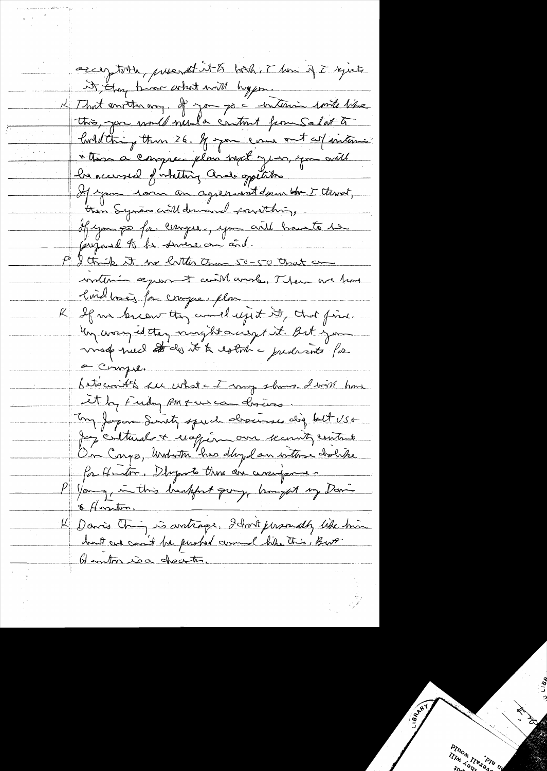accept this, present it to both. I know if I reject it, they know what will happen.

K That another way. If you go c interim limits like this, you would need a content from Sadat to hold things thru 76. If you come out w/ interim & then a compre. plan next year, you will be accused of halting Arab aspirations. If you ram an agreement down Is. throat, then Syrians will demand something. If you go for compre., you will have to be prepared to be sure an end.

P I think it no better than 50-50 that an interim agreement will work. Then we have laid basis for compre. plan

K If we knew they would reject it, that fine. My worry is they might accept it. But you made need to do it to establish a precedent for a compre.

Let's wait to see what c I may show. I will have it by Friday AM & we can discuss.

Tony Japan Society speech discusses ally but US & Jap cultural & ... our security content. On Congo, Walton has dropped an interim ... for Hinton. Dispute there are ...

P Young, in this breakfast group, brought up Davis & Hinton.

K Davis thing is outrage. I don't personally like him but we can't be pushed around like this. But Hinton is a disaster.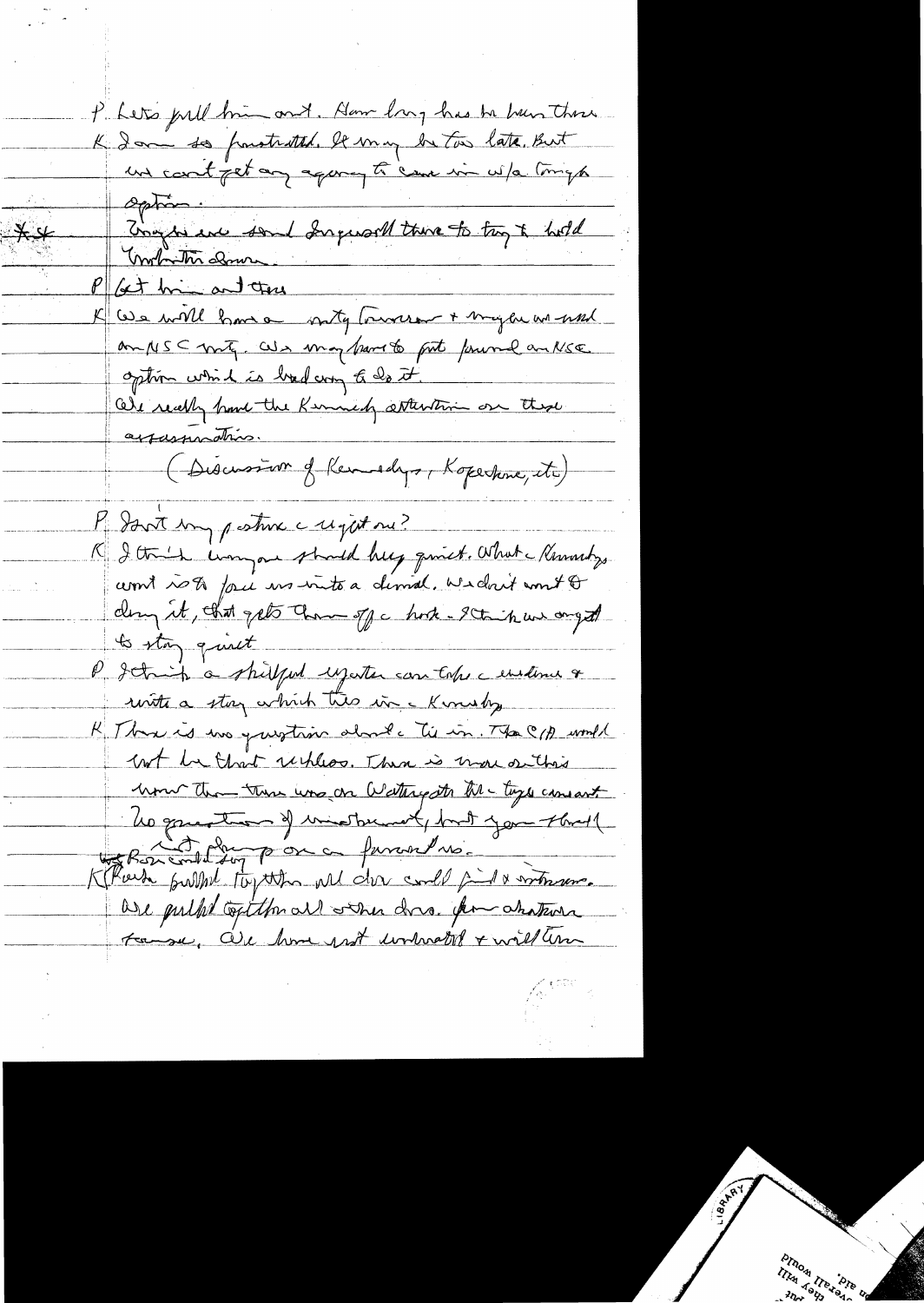P: Let's pull him out. How long has he been there.

K: I am so frustrated. It may be too late. But we can't get any agency to come in w/a tough option.

** Congress sent Ingersoll there to try to hold Trujillo down.

P: Get him out there

K: We will have a noty Lawrence + maybe we need an NSC mtg. We may have to put forward an NSC option which is bad any to do it.

We really have the Kennedy attention on these assassinations.

(Discussion of Kennedys, Kopechne, etc)

P: Isn't my posture c uighter me?

K: I think everyone should keep quiet. What c Kennedys want is to force us into a denial. We don't want to deny it, that gets them off c hook - I think we ought to stay quiet.

P: I think a skillful reporter can take c evidence & write a story which ties in c Kennedys.

K: There is no question about c tie in. The CIA would not be that reckless. There is more on this now than there was on Watergate at c type constant. No question of involvement, but you should

Re Rocky on c facts on c forward us.

K: Rock pulled together all docs could find & interviews. We pulled together all other docs. For whatever reason, we have not evaluated & will turn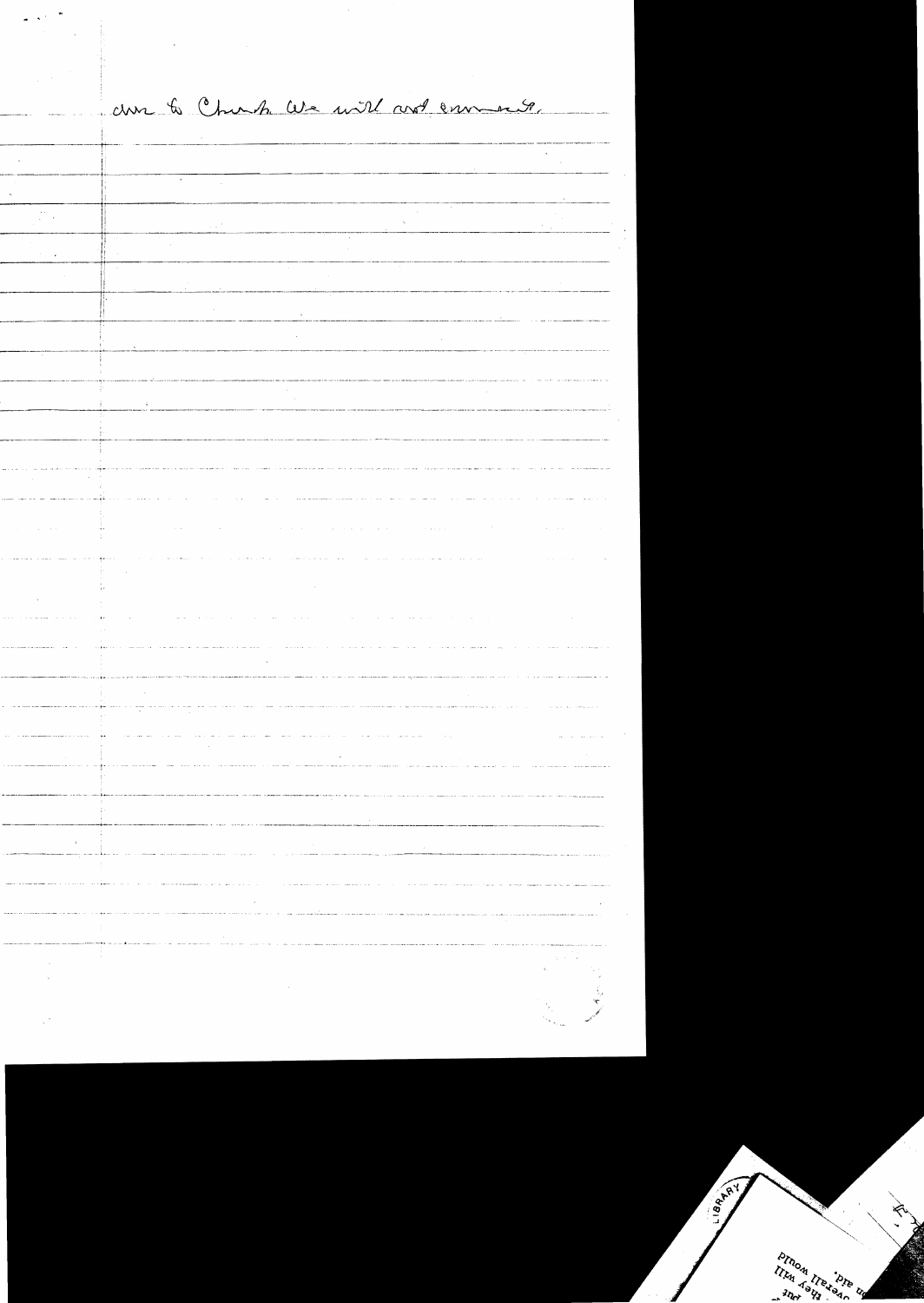due to Church. We will not comment.